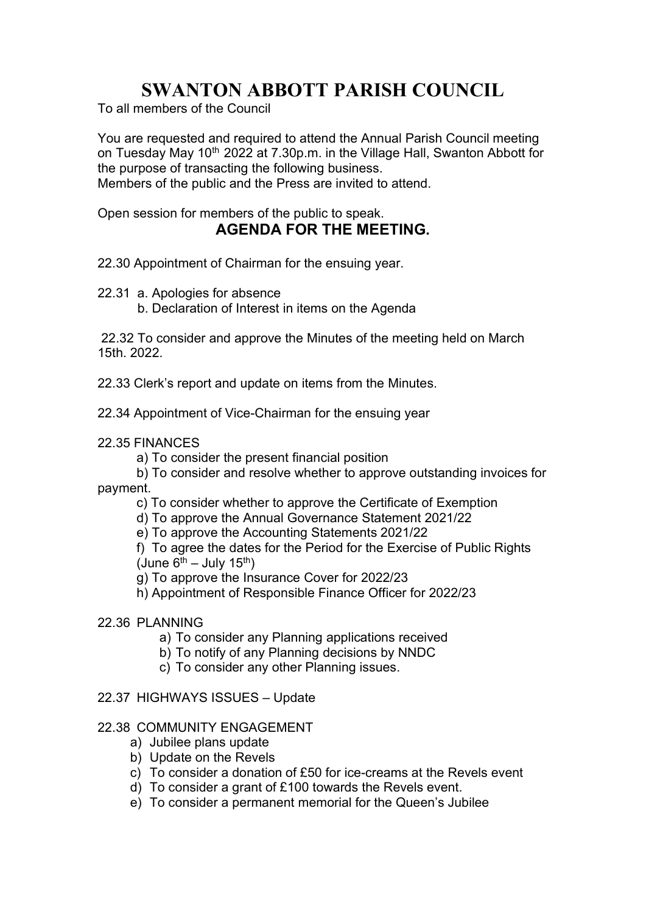# SWANTON ABBOTT PARISH COUNCIL

To all members of the Council

You are requested and required to attend the Annual Parish Council meeting on Tuesday May 10th 2022 at 7.30p.m. in the Village Hall, Swanton Abbott for the purpose of transacting the following business.
Members of the public and the Press are invited to attend.

Open session for members of the public to speak.

## AGENDA FOR THE MEETING.

22.30 Appointment of Chairman for the ensuing year.

22.31 a. Apologies for absence
b. Declaration of Interest in items on the Agenda

22.32 To consider and approve the Minutes of the meeting held on March 15th. 2022.

22.33 Clerk's report and update on items from the Minutes.

22.34 Appointment of Vice-Chairman for the ensuing year

22.35 FINANCES

a) To consider the present financial position
b) To consider and resolve whether to approve outstanding invoices for payment.
c) To consider whether to approve the Certificate of Exemption
d) To approve the Annual Governance Statement 2021/22
e) To approve the Accounting Statements 2021/22
f) To agree the dates for the Period for the Exercise of Public Rights (June 6th – July 15th)
g) To approve the Insurance Cover for 2022/23
h) Appointment of Responsible Finance Officer for 2022/23

22.36 PLANNING

a) To consider any Planning applications received
b) To notify of any Planning decisions by NNDC
c) To consider any other Planning issues.

22.37 HIGHWAYS ISSUES – Update

22.38 COMMUNITY ENGAGEMENT

a) Jubilee plans update
b) Update on the Revels
c) To consider a donation of £50 for ice-creams at the Revels event
d) To consider a grant of £100 towards the Revels event.
e) To consider a permanent memorial for the Queen's Jubilee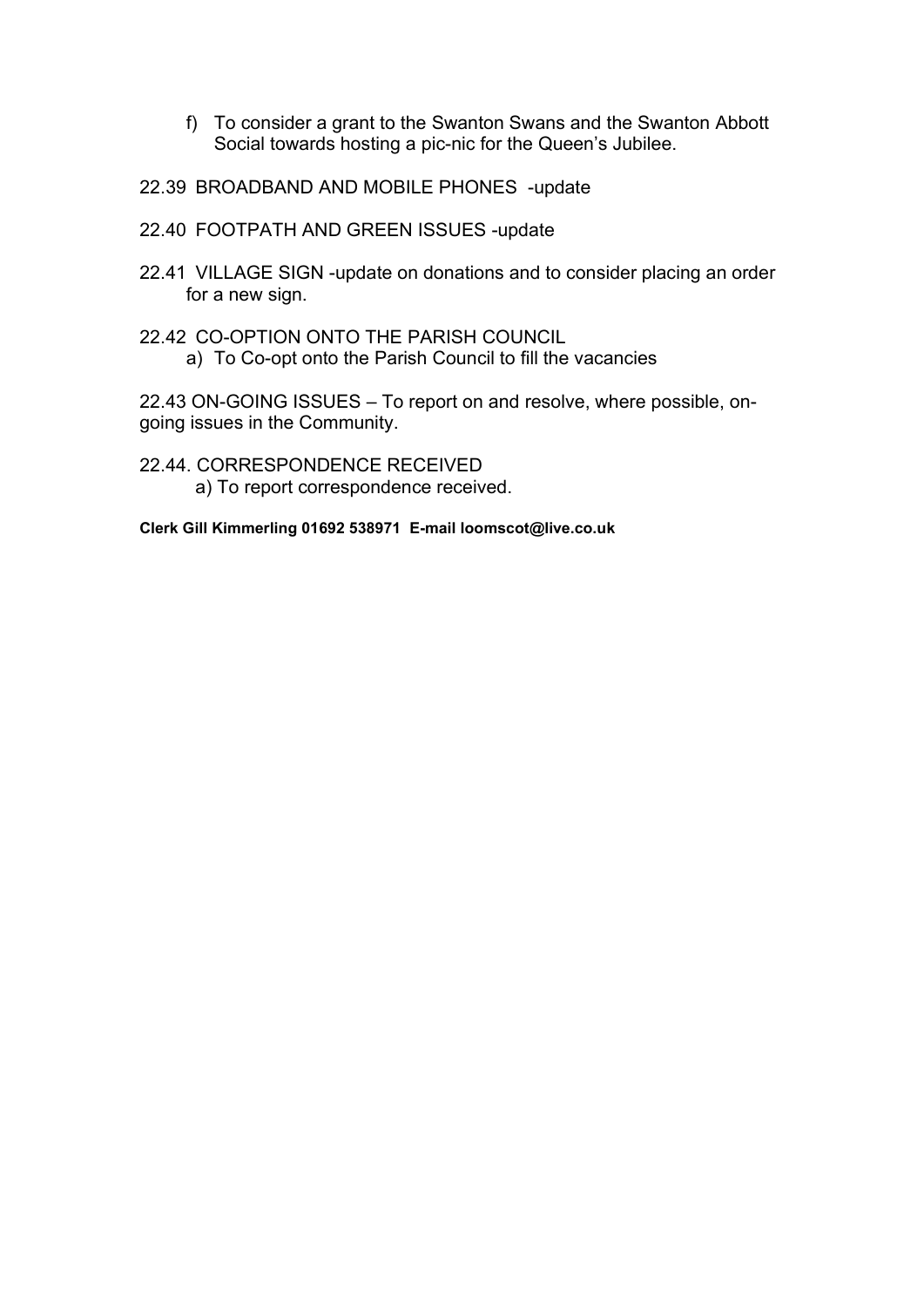f) To consider a grant to the Swanton Swans and the Swanton Abbott Social towards hosting a pic-nic for the Queen's Jubilee.

22.39 BROADBAND AND MOBILE PHONES -update

22.40 FOOTPATH AND GREEN ISSUES -update

22.41 VILLAGE SIGN -update on donations and to consider placing an order for a new sign.

22.42 CO-OPTION ONTO THE PARISH COUNCIL

a) To Co-opt onto the Parish Council to fill the vacancies

22.43 ON-GOING ISSUES – To report on and resolve, where possible, on-going issues in the Community.

22.44. CORRESPONDENCE RECEIVED

a) To report correspondence received.

**Clerk Gill Kimmerling 01692 538971 E-mail loomscot@live.co.uk**